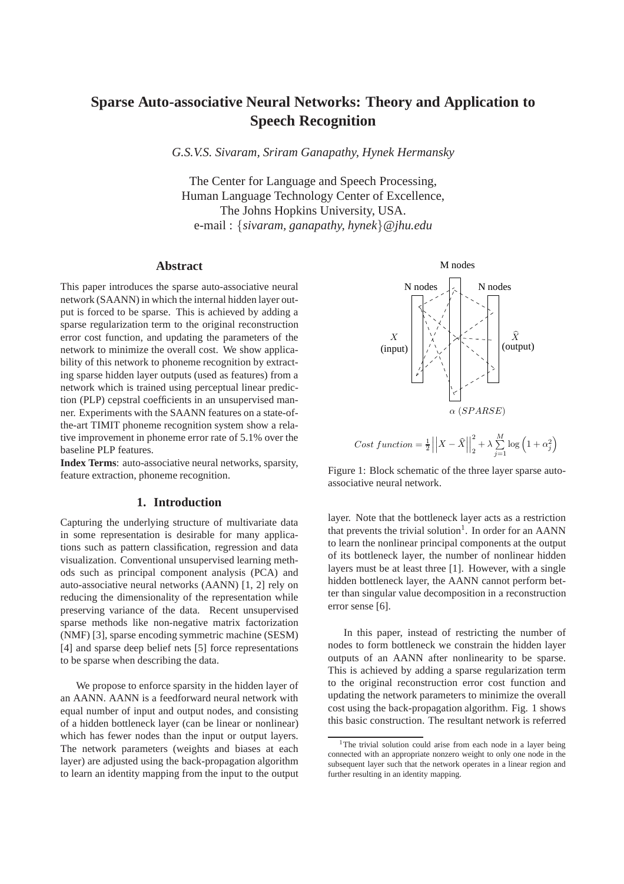# Sparse Auto-associative Neural Networks: Theory and Application to Speech Recognition

*G.S.V.S. Sivaram, Sriram Ganapathy, Hynek Hermansky*

The Center for Language and Speech Processing,
Human Language Technology Center of Excellence,
The Johns Hopkins University, USA.
e-mail : {*sivaram, ganapathy, hynek*}*@jhu.edu*

## Abstract

This paper introduces the sparse auto-associative neural network (SAANN) in which the internal hidden layer output is forced to be sparse. This is achieved by adding a sparse regularization term to the original reconstruction error cost function, and updating the parameters of the network to minimize the overall cost. We show applicability of this network to phoneme recognition by extracting sparse hidden layer outputs (used as features) from a network which is trained using perceptual linear prediction (PLP) cepstral coefficients in an unsupervised manner. Experiments with the SAANN features on a state-of-the-art TIMIT phoneme recognition system show a relative improvement in phoneme error rate of 5.1% over the baseline PLP features.

**Index Terms**: auto-associative neural networks, sparsity, feature extraction, phoneme recognition.

## 1. Introduction

Capturing the underlying structure of multivariate data in some representation is desirable for many applications such as pattern classification, regression and data visualization. Conventional unsupervised learning methods such as principal component analysis (PCA) and auto-associative neural networks (AANN) [1, 2] rely on reducing the dimensionality of the representation while preserving variance of the data. Recent unsupervised sparse methods like non-negative matrix factorization (NMF) [3], sparse encoding symmetric machine (SESM) [4] and sparse deep belief nets [5] force representations to be sparse when describing the data.

We propose to enforce sparsity in the hidden layer of an AANN. AANN is a feedforward neural network with equal number of input and output nodes, and consisting of a hidden bottleneck layer (can be linear or nonlinear) which has fewer nodes than the input or output layers. The network parameters (weights and biases at each layer) are adjusted using the back-propagation algorithm to learn an identity mapping from the input to the output

$$Cost\ function = \frac{1}{2}\left|\left|X - \widehat{X}\right|\right|_2^2 + \lambda \sum_{j=1}^{M} \log\left(1 + \alpha_j^2\right)$$

Figure 1: Block schematic of the three layer sparse auto-associative neural network.

layer. Note that the bottleneck layer acts as a restriction that prevents the trivial solution[1]. In order for an AANN to learn the nonlinear principal components at the output of its bottleneck layer, the number of nonlinear hidden layers must be at least three [1]. However, with a single hidden bottleneck layer, the AANN cannot perform better than singular value decomposition in a reconstruction error sense [6].

In this paper, instead of restricting the number of nodes to form bottleneck we constrain the hidden layer outputs of an AANN after nonlinearity to be sparse. This is achieved by adding a sparse regularization term to the original reconstruction error cost function and updating the network parameters to minimize the overall cost using the back-propagation algorithm. Fig. 1 shows this basic construction. The resultant network is referred

[1] The trivial solution could arise from each node in a layer being connected with an appropriate nonzero weight to only one node in the subsequent layer such that the network operates in a linear region and further resulting in an identity mapping.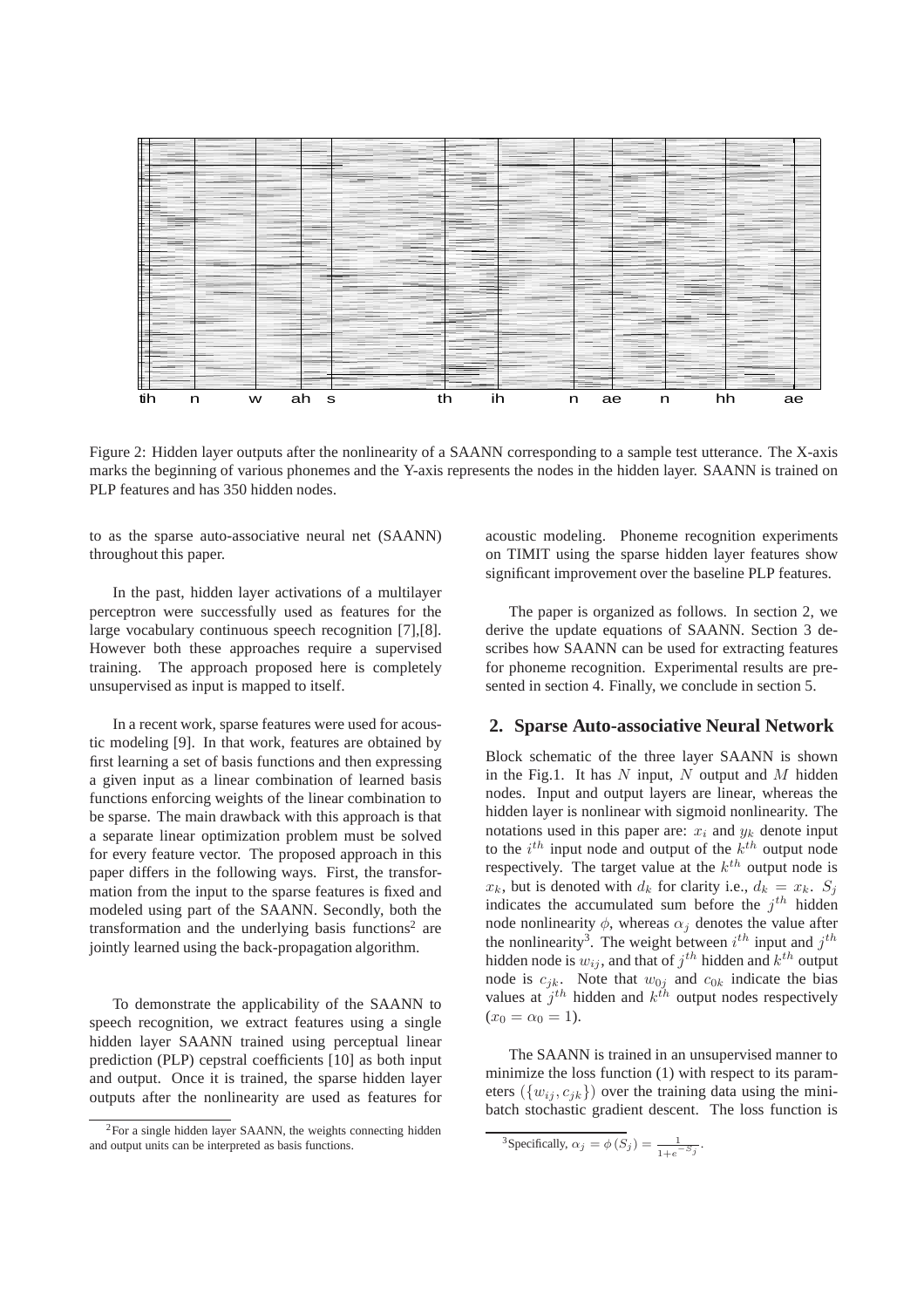Figure 2: Hidden layer outputs after the nonlinearity of a SAANN corresponding to a sample test utterance. The X-axis marks the beginning of various phonemes and the Y-axis represents the nodes in the hidden layer. SAANN is trained on PLP features and has 350 hidden nodes.

to as the sparse auto-associative neural net (SAANN) throughout this paper.

In the past, hidden layer activations of a multilayer perceptron were successfully used as features for the large vocabulary continuous speech recognition [7],[8]. However both these approaches require a supervised training. The approach proposed here is completely unsupervised as input is mapped to itself.

In a recent work, sparse features were used for acoustic modeling [9]. In that work, features are obtained by first learning a set of basis functions and then expressing a given input as a linear combination of learned basis functions enforcing weights of the linear combination to be sparse. The main drawback with this approach is that a separate linear optimization problem must be solved for every feature vector. The proposed approach in this paper differs in the following ways. First, the transformation from the input to the sparse features is fixed and modeled using part of the SAANN. Secondly, both the transformation and the underlying basis functions[2] are jointly learned using the back-propagation algorithm.

To demonstrate the applicability of the SAANN to speech recognition, we extract features using a single hidden layer SAANN trained using perceptual linear prediction (PLP) cepstral coefficients [10] as both input and output. Once it is trained, the sparse hidden layer outputs after the nonlinearity are used as features for acoustic modeling. Phoneme recognition experiments on TIMIT using the sparse hidden layer features show significant improvement over the baseline PLP features.

The paper is organized as follows. In section 2, we derive the update equations of SAANN. Section 3 describes how SAANN can be used for extracting features for phoneme recognition. Experimental results are presented in section 4. Finally, we conclude in section 5.

## 2. Sparse Auto-associative Neural Network

Block schematic of the three layer SAANN is shown in the Fig.1. It has $N$ input, $N$ output and $M$ hidden nodes. Input and output layers are linear, whereas the hidden layer is nonlinear with sigmoid nonlinearity. The notations used in this paper are: $x_i$ and $y_k$ denote input to the $i^{th}$ input node and output of the $k^{th}$ output node respectively. The target value at the $k^{th}$ output node is $x_k$, but is denoted with $d_k$ for clarity i.e., $d_k = x_k$. $S_j$ indicates the accumulated sum before the $j^{th}$ hidden node nonlinearity $\phi$, whereas $\alpha_j$ denotes the value after the nonlinearity[3]. The weight between $i^{th}$ input and $j^{th}$ hidden node is $w_{ij}$, and that of $j^{th}$ hidden and $k^{th}$ output node is $c_{jk}$. Note that $w_{0j}$ and $c_{0k}$ indicate the bias values at $j^{th}$ hidden and $k^{th}$ output nodes respectively ($x_0 = \alpha_0 = 1$).

The SAANN is trained in an unsupervised manner to minimize the loss function (1) with respect to its parameters ($\{w_{ij}, c_{jk}\}$) over the training data using the mini-batch stochastic gradient descent. The loss function is

[2] For a single hidden layer SAANN, the weights connecting hidden and output units can be interpreted as basis functions.

[3] Specifically, $\alpha_j = \phi(S_j) = \frac{1}{1+e^{-S_j}}$.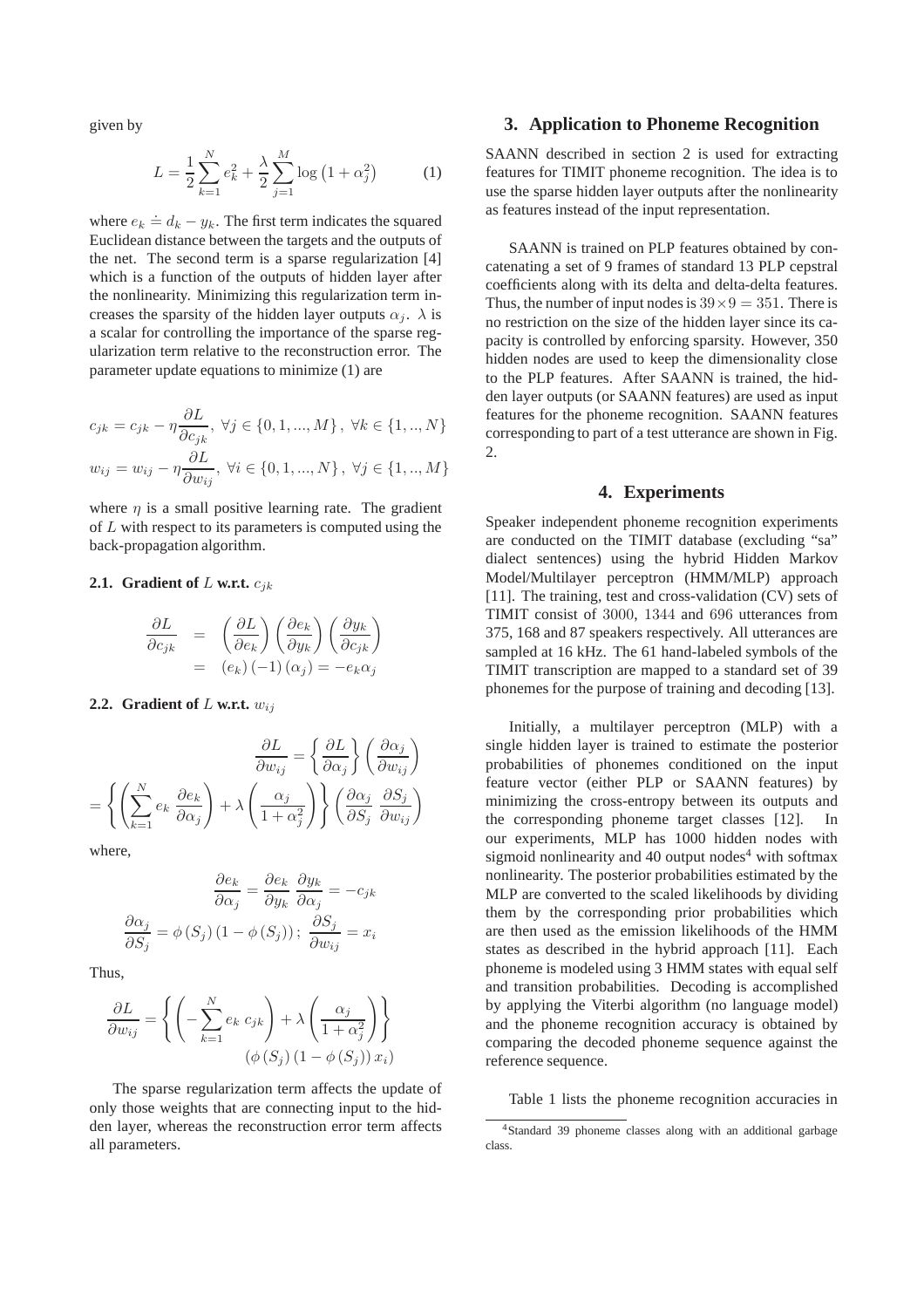given by

$$L = \frac{1}{2}\sum_{k=1}^{N} e_k^2 + \frac{\lambda}{2}\sum_{j=1}^{M} \log\left(1+\alpha_j^2\right) \tag{1}$$

where $e_k \doteq d_k - y_k$. The first term indicates the squared Euclidean distance between the targets and the outputs of the net. The second term is a sparse regularization [4] which is a function of the outputs of hidden layer after the nonlinearity. Minimizing this regularization term increases the sparsity of the hidden layer outputs $\alpha_j$. $\lambda$ is a scalar for controlling the importance of the sparse regularization term relative to the reconstruction error. The parameter update equations to minimize (1) are

$$c_{jk} = c_{jk} - \eta\frac{\partial L}{\partial c_{jk}},\ \forall j \in \{0,1,...,M\},\ \forall k \in \{1,..,N\}$$

$$w_{ij} = w_{ij} - \eta\frac{\partial L}{\partial w_{ij}},\ \forall i \in \{0,1,...,N\},\ \forall j \in \{1,..,M\}$$

where $\eta$ is a small positive learning rate. The gradient of $L$ with respect to its parameters is computed using the back-propagation algorithm.

### 2.1. Gradient of $L$ w.r.t. $c_{jk}$

$$\begin{aligned}\frac{\partial L}{\partial c_{jk}} &= \left(\frac{\partial L}{\partial e_k}\right)\left(\frac{\partial e_k}{\partial y_k}\right)\left(\frac{\partial y_k}{\partial c_{jk}}\right)\\ &= (e_k)(-1)(\alpha_j) = -e_k\alpha_j\end{aligned}$$

### 2.2. Gradient of $L$ w.r.t. $w_{ij}$

$$\frac{\partial L}{\partial w_{ij}} = \left\{\frac{\partial L}{\partial \alpha_j}\right\}\left(\frac{\partial \alpha_j}{\partial w_{ij}}\right)$$

$$= \left\{\left(\sum_{k=1}^{N} e_k\,\frac{\partial e_k}{\partial \alpha_j}\right) + \lambda\left(\frac{\alpha_j}{1+\alpha_j^2}\right)\right\}\left(\frac{\partial \alpha_j}{\partial S_j}\,\frac{\partial S_j}{\partial w_{ij}}\right)$$

where,

$$\frac{\partial e_k}{\partial \alpha_j} = \frac{\partial e_k}{\partial y_k}\,\frac{\partial y_k}{\partial \alpha_j} = -c_{jk}$$

$$\frac{\partial \alpha_j}{\partial S_j} = \phi(S_j)\left(1-\phi(S_j)\right);\ \frac{\partial S_j}{\partial w_{ij}} = x_i$$

Thus,

$$\frac{\partial L}{\partial w_{ij}} = \left\{\left(-\sum_{k=1}^{N} e_k\,c_{jk}\right) + \lambda\left(\frac{\alpha_j}{1+\alpha_j^2}\right)\right\}\left(\phi(S_j)\left(1-\phi(S_j)\right)x_i\right)$$

The sparse regularization term affects the update of only those weights that are connecting input to the hidden layer, whereas the reconstruction error term affects all parameters.

## 3. Application to Phoneme Recognition

SAANN described in section 2 is used for extracting features for TIMIT phoneme recognition. The idea is to use the sparse hidden layer outputs after the nonlinearity as features instead of the input representation.

SAANN is trained on PLP features obtained by concatenating a set of 9 frames of standard 13 PLP cepstral coefficients along with its delta and delta-delta features. Thus, the number of input nodes is $39\times 9 = 351$. There is no restriction on the size of the hidden layer since its capacity is controlled by enforcing sparsity. However, 350 hidden nodes are used to keep the dimensionality close to the PLP features. After SAANN is trained, the hidden layer outputs (or SAANN features) are used as input features for the phoneme recognition. SAANN features corresponding to part of a test utterance are shown in Fig. 2.

## 4. Experiments

Speaker independent phoneme recognition experiments are conducted on the TIMIT database (excluding "sa" dialect sentences) using the hybrid Hidden Markov Model/Multilayer perceptron (HMM/MLP) approach [11]. The training, test and cross-validation (CV) sets of TIMIT consist of 3000, 1344 and 696 utterances from 375, 168 and 87 speakers respectively. All utterances are sampled at 16 kHz. The 61 hand-labeled symbols of the TIMIT transcription are mapped to a standard set of 39 phonemes for the purpose of training and decoding [13].

Initially, a multilayer perceptron (MLP) with a single hidden layer is trained to estimate the posterior probabilities of phonemes conditioned on the input feature vector (either PLP or SAANN features) by minimizing the cross-entropy between its outputs and the corresponding phoneme target classes [12]. In our experiments, MLP has 1000 hidden nodes with sigmoid nonlinearity and 40 output nodes[4] with softmax nonlinearity. The posterior probabilities estimated by the MLP are converted to the scaled likelihoods by dividing them by the corresponding prior probabilities which are then used as the emission likelihoods of the HMM states as described in the hybrid approach [11]. Each phoneme is modeled using 3 HMM states with equal self and transition probabilities. Decoding is accomplished by applying the Viterbi algorithm (no language model) and the phoneme recognition accuracy is obtained by comparing the decoded phoneme sequence against the reference sequence.

Table 1 lists the phoneme recognition accuracies in

[4] Standard 39 phoneme classes along with an additional garbage class.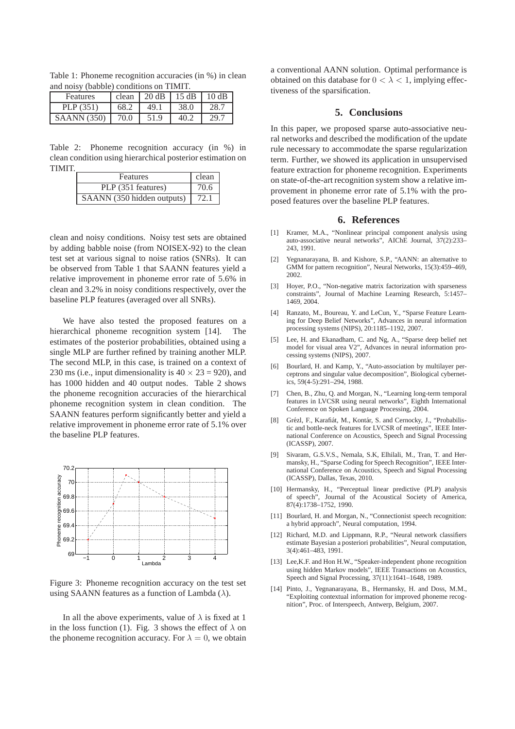Table 1: Phoneme recognition accuracies (in %) in clean and noisy (babble) conditions on TIMIT.

| Features | clean | 20 dB | 15 dB | 10 dB |
|---|---|---|---|---|
| PLP (351) | 68.2 | 49.1 | 38.0 | 28.7 |
| SAANN (350) | 70.0 | 51.9 | 40.2 | 29.7 |

Table 2: Phoneme recognition accuracy (in %) in clean condition using hierarchical posterior estimation on TIMIT.

| Features | clean |
|---|---|
| PLP (351 features) | 70.6 |
| SAANN (350 hidden outputs) | 72.1 |

clean and noisy conditions. Noisy test sets are obtained by adding babble noise (from NOISEX-92) to the clean test set at various signal to noise ratios (SNRs). It can be observed from Table 1 that SAANN features yield a relative improvement in phoneme error rate of 5.6% in clean and 3.2% in noisy conditions respectively, over the baseline PLP features (averaged over all SNRs).

We have also tested the proposed features on a hierarchical phoneme recognition system [14]. The estimates of the posterior probabilities, obtained using a single MLP are further refined by training another MLP. The second MLP, in this case, is trained on a context of 230 ms (i.e., input dimensionality is $40 \times 23 = 920$), and has 1000 hidden and 40 output nodes. Table 2 shows the phoneme recognition accuracies of the hierarchical phoneme recognition system in clean condition. The SAANN features perform significantly better and yield a relative improvement in phoneme error rate of 5.1% over the baseline PLP features.

Phoneme recognition accuracy
70.2
70
69.8
69.6
69.4
69.2
69
−1
0
1
2
3
4
Lambda

Figure 3: Phoneme recognition accuracy on the test set using SAANN features as a function of Lambda ($\lambda$).

In all the above experiments, value of $\lambda$ is fixed at 1 in the loss function (1). Fig. 3 shows the effect of $\lambda$ on the phoneme recognition accuracy. For $\lambda = 0$, we obtain a conventional AANN solution. Optimal performance is obtained on this database for $0 < \lambda < 1$, implying effectiveness of the sparsification.

## 5. Conclusions

In this paper, we proposed sparse auto-associative neural networks and described the modification of the update rule necessary to accommodate the sparse regularization term. Further, we showed its application in unsupervised feature extraction for phoneme recognition. Experiments on state-of-the-art recognition system show a relative improvement in phoneme error rate of 5.1% with the proposed features over the baseline PLP features.

## 6. References

[1] Kramer, M.A., "Nonlinear principal component analysis using auto-associative neural networks", AIChE Journal, 37(2):233–243, 1991.

[2] Yegnanarayana, B. and Kishore, S.P., "AANN: an alternative to GMM for pattern recognition", Neural Networks, 15(3):459–469, 2002.

[3] Hoyer, P.O., "Non-negative matrix factorization with sparseness constraints", Journal of Machine Learning Research, 5:1457–1469, 2004.

[4] Ranzato, M., Boureau, Y. and LeCun, Y., "Sparse Feature Learning for Deep Belief Networks", Advances in neural information processing systems (NIPS), 20:1185–1192, 2007.

[5] Lee, H. and Ekanadham, C. and Ng, A., "Sparse deep belief net model for visual area V2", Advances in neural information processing systems (NIPS), 2007.

[6] Bourlard, H. and Kamp, Y., "Auto-association by multilayer perceptrons and singular value decomposition", Biological cybernetics, 59(4-5):291–294, 1988.

[7] Chen, B., Zhu, Q. and Morgan, N., "Learning long-term temporal features in LVCSR using neural networks", Eighth International Conference on Spoken Language Processing, 2004.

[8] Grézl, F., Karafiát, M., Kontár, S. and Cernocky, J., "Probabilistic and bottle-neck features for LVCSR of meetings", IEEE International Conference on Acoustics, Speech and Signal Processing (ICASSP), 2007.

[9] Sivaram, G.S.V.S., Nemala, S.K, Elhilali, M., Tran, T. and Hermansky, H., "Sparse Coding for Speech Recognition", IEEE International Conference on Acoustics, Speech and Signal Processing (ICASSP), Dallas, Texas, 2010.

[10] Hermansky, H., "Perceptual linear predictive (PLP) analysis of speech", Journal of the Acoustical Society of America, 87(4):1738–1752, 1990.

[11] Bourlard, H. and Morgan, N., "Connectionist speech recognition: a hybrid approach", Neural computation, 1994.

[12] Richard, M.D. and Lippmann, R.P., "Neural network classifiers estimate Bayesian a posteriori probabilities", Neural computation, 3(4):461–483, 1991.

[13] Lee,K.F. and Hon H.W., "Speaker-independent phone recognition using hidden Markov models", IEEE Transactions on Acoustics, Speech and Signal Processing, 37(11):1641–1648, 1989.

[14] Pinto, J., Yegnanarayana, B., Hermansky, H. and Doss, M.M., "Exploiting contextual information for improved phoneme recognition", Proc. of Interspeech, Antwerp, Belgium, 2007.